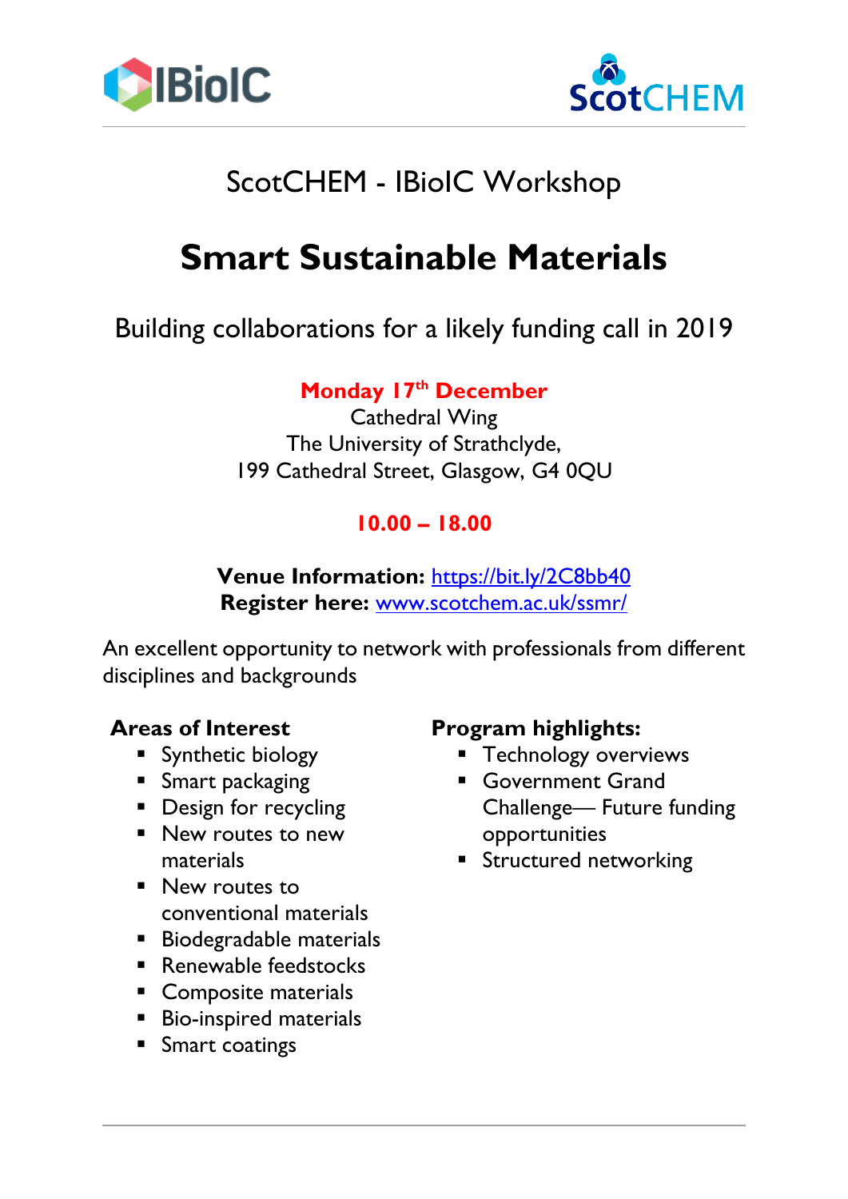IBioIC ScotCHEM

ScotCHEM - IBioIC Workshop

# Smart Sustainable Materials

Building collaborations for a likely funding call in 2019

**Monday 17th December**
Cathedral Wing
The University of Strathclyde,
199 Cathedral Street, Glasgow, G4 0QU

**10.00 – 18.00**

**Venue Information:** https://bit.ly/2C8bb40
**Register here:** www.scotchem.ac.uk/ssmr/

An excellent opportunity to network with professionals from different disciplines and backgrounds

**Areas of Interest**

- Synthetic biology
- Smart packaging
- Design for recycling
- New routes to new materials
- New routes to conventional materials
- Biodegradable materials
- Renewable feedstocks
- Composite materials
- Bio-inspired materials
- Smart coatings

**Program highlights:**

- Technology overviews
- Government Grand Challenge— Future funding opportunities
- Structured networking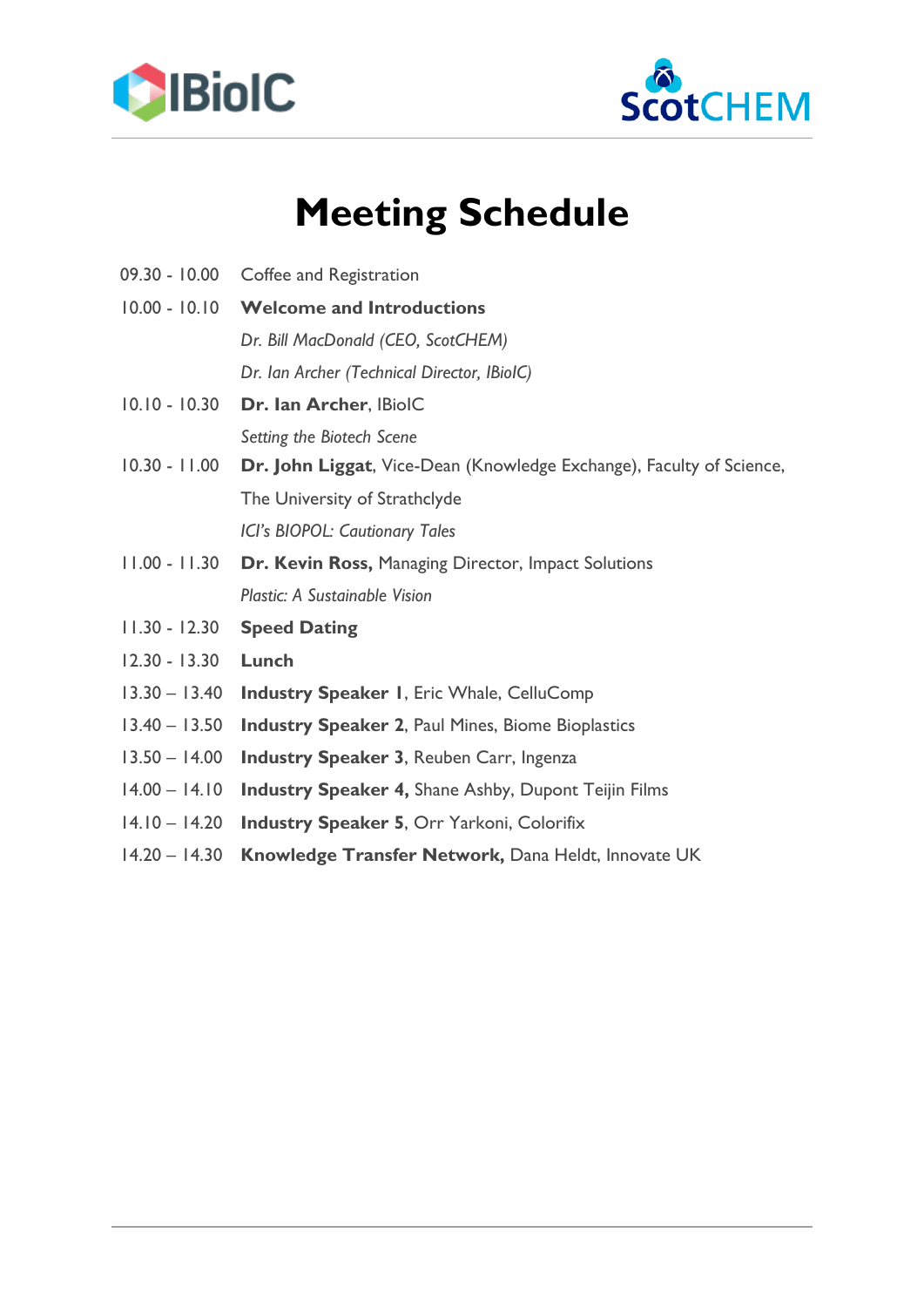# Meeting Schedule

| | |
|---|---|
| 09.30 - 10.00 | Coffee and Registration |
| 10.00 - 10.10 | **Welcome and Introductions** |
| | *Dr. Bill MacDonald (CEO, ScotCHEM)* |
| | *Dr. Ian Archer (Technical Director, IBioIC)* |
| 10.10 - 10.30 | **Dr. Ian Archer**, IBioIC |
| | *Setting the Biotech Scene* |
| 10.30 - 11.00 | **Dr. John Liggat**, Vice-Dean (Knowledge Exchange), Faculty of Science, The University of Strathclyde |
| | *ICI's BIOPOL: Cautionary Tales* |
| 11.00 - 11.30 | **Dr. Kevin Ross,** Managing Director, Impact Solutions |
| | *Plastic: A Sustainable Vision* |
| 11.30 - 12.30 | **Speed Dating** |
| 12.30 - 13.30 | **Lunch** |
| 13.30 – 13.40 | **Industry Speaker 1**, Eric Whale, CelluComp |
| 13.40 – 13.50 | **Industry Speaker 2**, Paul Mines, Biome Bioplastics |
| 13.50 – 14.00 | **Industry Speaker 3**, Reuben Carr, Ingenza |
| 14.00 – 14.10 | **Industry Speaker 4,** Shane Ashby, Dupont Teijin Films |
| 14.10 – 14.20 | **Industry Speaker 5**, Orr Yarkoni, Colorifix |
| 14.20 – 14.30 | **Knowledge Transfer Network,** Dana Heldt, Innovate UK |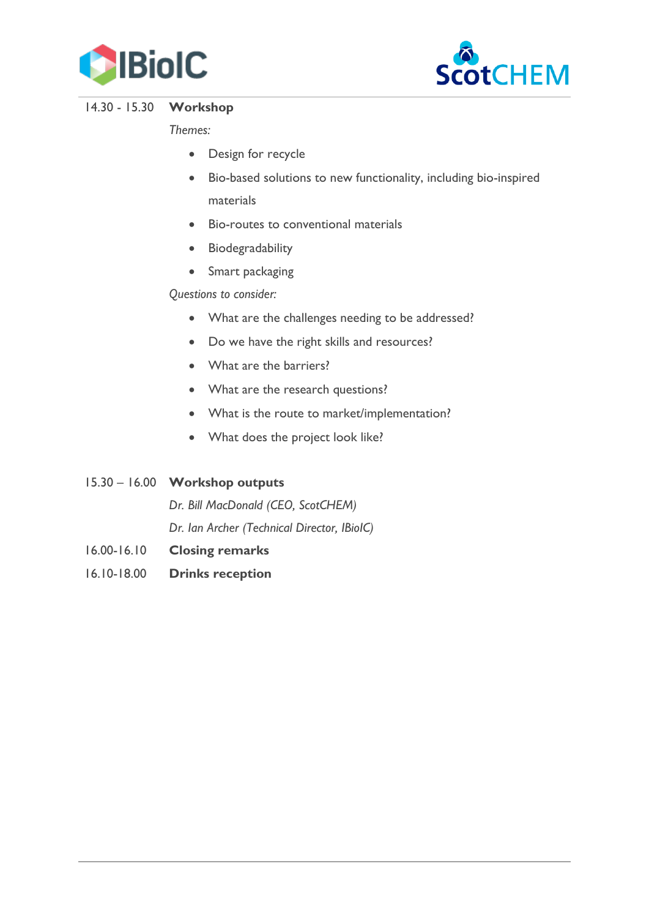14.30 - 15.30 **Workshop**

*Themes:*

- Design for recycle
- Bio-based solutions to new functionality, including bio-inspired materials
- Bio-routes to conventional materials
- Biodegradability
- Smart packaging

*Questions to consider:*

- What are the challenges needing to be addressed?
- Do we have the right skills and resources?
- What are the barriers?
- What are the research questions?
- What is the route to market/implementation?
- What does the project look like?

15.30 – 16.00 **Workshop outputs**

*Dr. Bill MacDonald (CEO, ScotCHEM)*

*Dr. Ian Archer (Technical Director, IBioIC)*

16.00-16.10 **Closing remarks**

16.10-18.00 **Drinks reception**